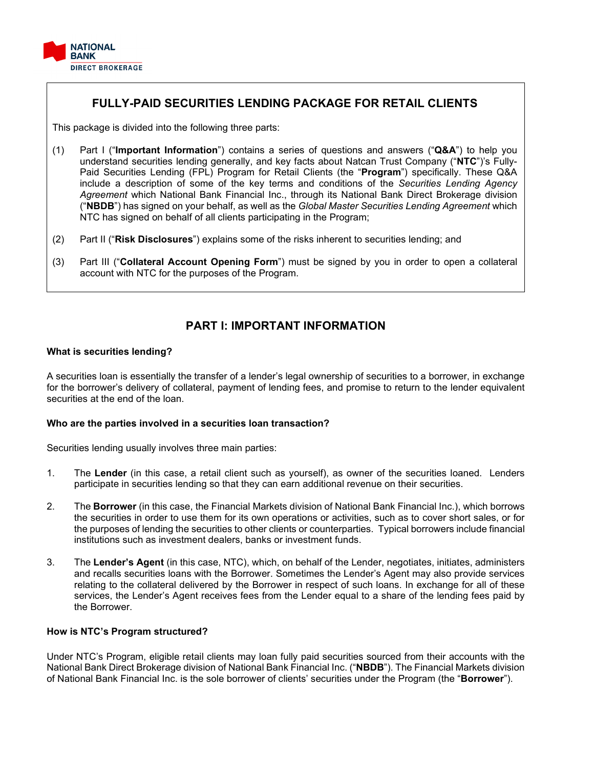NATIONAL BANK
DIRECT BROKERAGE

# FULLY-PAID SECURITIES LENDING PACKAGE FOR RETAIL CLIENTS

This package is divided into the following three parts:

(1) Part I ("**Important Information**") contains a series of questions and answers ("**Q&A**") to help you understand securities lending generally, and key facts about Natcan Trust Company ("**NTC**")'s Fully-Paid Securities Lending (FPL) Program for Retail Clients (the "**Program**") specifically. These Q&A include a description of some of the key terms and conditions of the *Securities Lending Agency Agreement* which National Bank Financial Inc., through its National Bank Direct Brokerage division ("**NBDB**") has signed on your behalf, as well as the *Global Master Securities Lending Agreement* which NTC has signed on behalf of all clients participating in the Program;

(2) Part II ("**Risk Disclosures**") explains some of the risks inherent to securities lending; and

(3) Part III ("**Collateral Account Opening Form**") must be signed by you in order to open a collateral account with NTC for the purposes of the Program.

## PART I: IMPORTANT INFORMATION

### What is securities lending?

A securities loan is essentially the transfer of a lender's legal ownership of securities to a borrower, in exchange for the borrower's delivery of collateral, payment of lending fees, and promise to return to the lender equivalent securities at the end of the loan.

### Who are the parties involved in a securities loan transaction?

Securities lending usually involves three main parties:

1. The **Lender** (in this case, a retail client such as yourself), as owner of the securities loaned. Lenders participate in securities lending so that they can earn additional revenue on their securities.

2. The **Borrower** (in this case, the Financial Markets division of National Bank Financial Inc.), which borrows the securities in order to use them for its own operations or activities, such as to cover short sales, or for the purposes of lending the securities to other clients or counterparties. Typical borrowers include financial institutions such as investment dealers, banks or investment funds.

3. The **Lender's Agent** (in this case, NTC), which, on behalf of the Lender, negotiates, initiates, administers and recalls securities loans with the Borrower. Sometimes the Lender's Agent may also provide services relating to the collateral delivered by the Borrower in respect of such loans. In exchange for all of these services, the Lender's Agent receives fees from the Lender equal to a share of the lending fees paid by the Borrower.

### How is NTC's Program structured?

Under NTC's Program, eligible retail clients may loan fully paid securities sourced from their accounts with the National Bank Direct Brokerage division of National Bank Financial Inc. ("**NBDB**"). The Financial Markets division of National Bank Financial Inc. is the sole borrower of clients' securities under the Program (the "**Borrower**").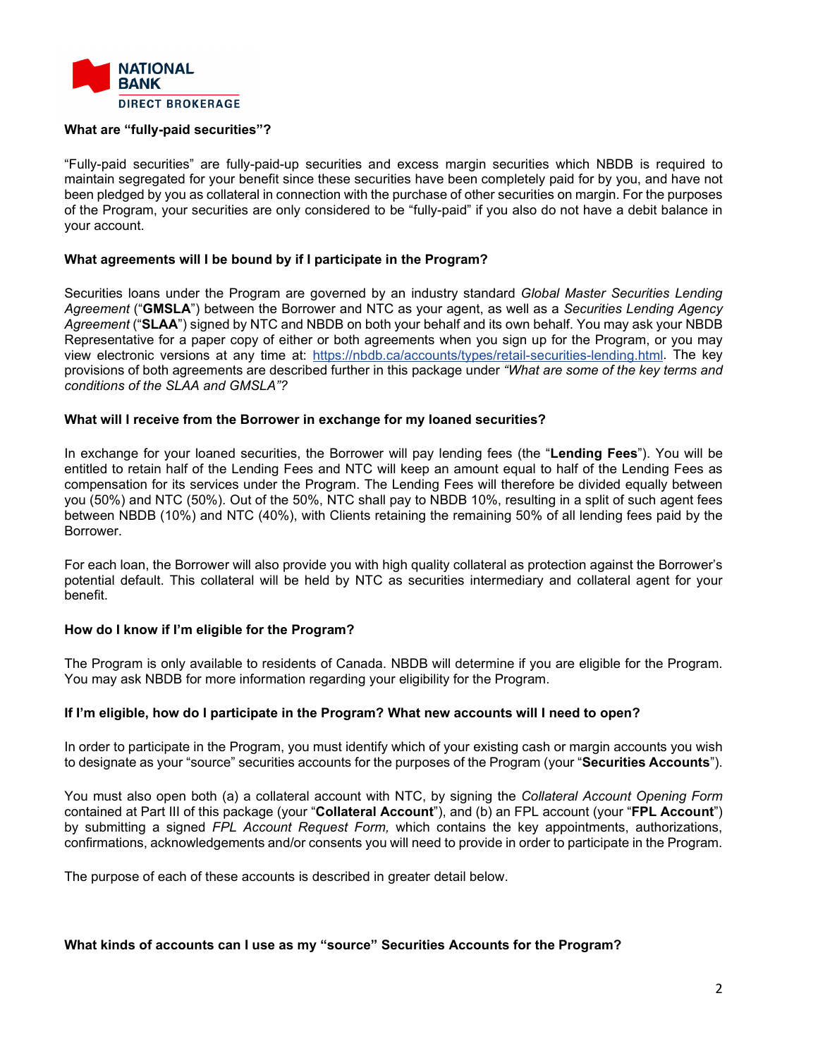### What are "fully-paid securities"?

"Fully-paid securities" are fully-paid-up securities and excess margin securities which NBDB is required to maintain segregated for your benefit since these securities have been completely paid for by you, and have not been pledged by you as collateral in connection with the purchase of other securities on margin. For the purposes of the Program, your securities are only considered to be "fully-paid" if you also do not have a debit balance in your account.

### What agreements will I be bound by if I participate in the Program?

Securities loans under the Program are governed by an industry standard *Global Master Securities Lending Agreement* ("**GMSLA**") between the Borrower and NTC as your agent, as well as a *Securities Lending Agency Agreement* ("**SLAA**") signed by NTC and NBDB on both your behalf and its own behalf. You may ask your NBDB Representative for a paper copy of either or both agreements when you sign up for the Program, or you may view electronic versions at any time at: https://nbdb.ca/accounts/types/retail-securities-lending.html. The key provisions of both agreements are described further in this package under *"What are some of the key terms and conditions of the SLAA and GMSLA"?*

### What will I receive from the Borrower in exchange for my loaned securities?

In exchange for your loaned securities, the Borrower will pay lending fees (the "**Lending Fees**"). You will be entitled to retain half of the Lending Fees and NTC will keep an amount equal to half of the Lending Fees as compensation for its services under the Program. The Lending Fees will therefore be divided equally between you (50%) and NTC (50%). Out of the 50%, NTC shall pay to NBDB 10%, resulting in a split of such agent fees between NBDB (10%) and NTC (40%), with Clients retaining the remaining 50% of all lending fees paid by the Borrower.

For each loan, the Borrower will also provide you with high quality collateral as protection against the Borrower's potential default. This collateral will be held by NTC as securities intermediary and collateral agent for your benefit.

### How do I know if I'm eligible for the Program?

The Program is only available to residents of Canada. NBDB will determine if you are eligible for the Program. You may ask NBDB for more information regarding your eligibility for the Program.

### If I'm eligible, how do I participate in the Program? What new accounts will I need to open?

In order to participate in the Program, you must identify which of your existing cash or margin accounts you wish to designate as your "source" securities accounts for the purposes of the Program (your "**Securities Accounts**").

You must also open both (a) a collateral account with NTC, by signing the *Collateral Account Opening Form* contained at Part III of this package (your "**Collateral Account**"), and (b) an FPL account (your "**FPL Account**") by submitting a signed *FPL Account Request Form,* which contains the key appointments, authorizations, confirmations, acknowledgements and/or consents you will need to provide in order to participate in the Program.

The purpose of each of these accounts is described in greater detail below.

### What kinds of accounts can I use as my "source" Securities Accounts for the Program?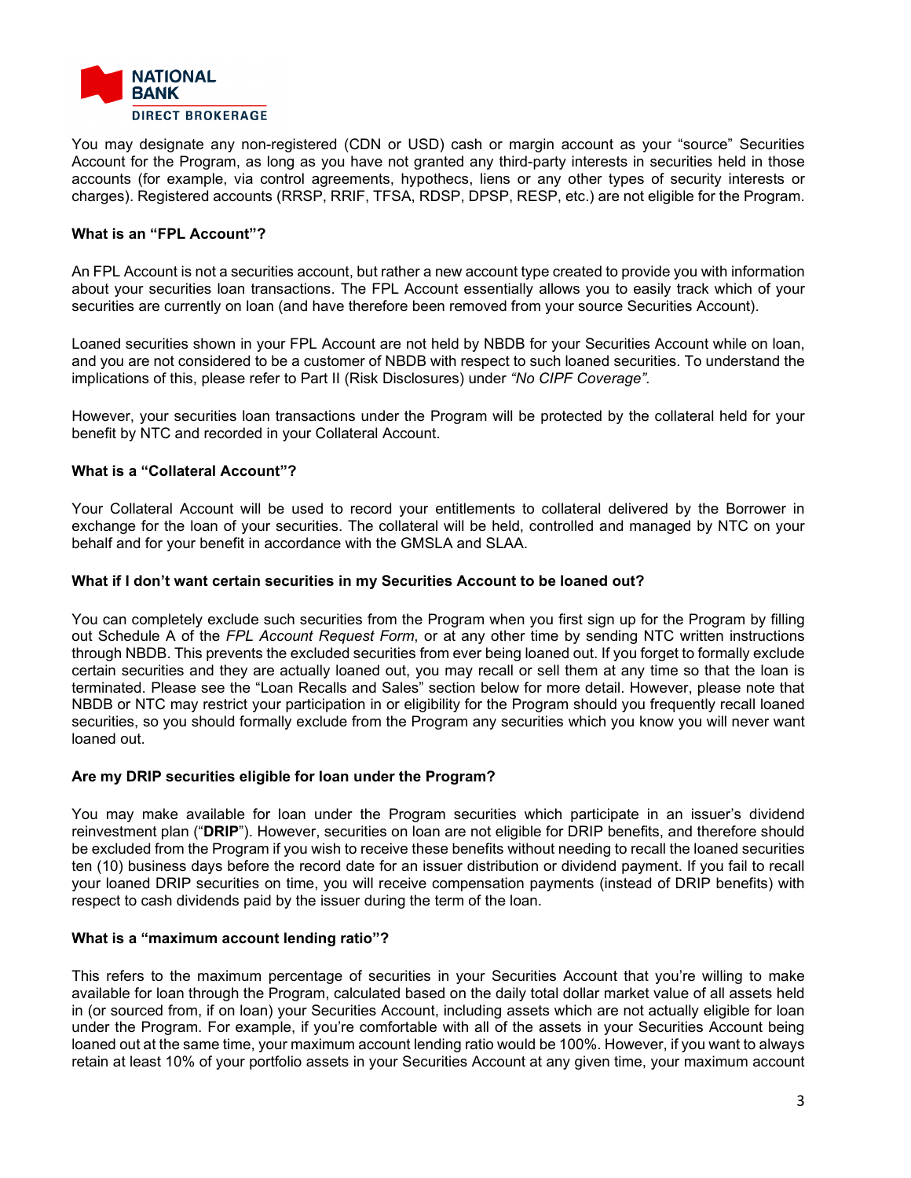You may designate any non-registered (CDN or USD) cash or margin account as your "source" Securities Account for the Program, as long as you have not granted any third-party interests in securities held in those accounts (for example, via control agreements, hypothecs, liens or any other types of security interests or charges). Registered accounts (RRSP, RRIF, TFSA, RDSP, DPSP, RESP, etc.) are not eligible for the Program.

**What is an "FPL Account"?**

An FPL Account is not a securities account, but rather a new account type created to provide you with information about your securities loan transactions. The FPL Account essentially allows you to easily track which of your securities are currently on loan (and have therefore been removed from your source Securities Account).

Loaned securities shown in your FPL Account are not held by NBDB for your Securities Account while on loan, and you are not considered to be a customer of NBDB with respect to such loaned securities. To understand the implications of this, please refer to Part II (Risk Disclosures) under *"No CIPF Coverage".*

However, your securities loan transactions under the Program will be protected by the collateral held for your benefit by NTC and recorded in your Collateral Account.

**What is a "Collateral Account"?**

Your Collateral Account will be used to record your entitlements to collateral delivered by the Borrower in exchange for the loan of your securities. The collateral will be held, controlled and managed by NTC on your behalf and for your benefit in accordance with the GMSLA and SLAA.

**What if I don't want certain securities in my Securities Account to be loaned out?**

You can completely exclude such securities from the Program when you first sign up for the Program by filling out Schedule A of the *FPL Account Request Form*, or at any other time by sending NTC written instructions through NBDB. This prevents the excluded securities from ever being loaned out. If you forget to formally exclude certain securities and they are actually loaned out, you may recall or sell them at any time so that the loan is terminated. Please see the "Loan Recalls and Sales" section below for more detail. However, please note that NBDB or NTC may restrict your participation in or eligibility for the Program should you frequently recall loaned securities, so you should formally exclude from the Program any securities which you know you will never want loaned out.

**Are my DRIP securities eligible for loan under the Program?**

You may make available for loan under the Program securities which participate in an issuer's dividend reinvestment plan ("**DRIP**"). However, securities on loan are not eligible for DRIP benefits, and therefore should be excluded from the Program if you wish to receive these benefits without needing to recall the loaned securities ten (10) business days before the record date for an issuer distribution or dividend payment. If you fail to recall your loaned DRIP securities on time, you will receive compensation payments (instead of DRIP benefits) with respect to cash dividends paid by the issuer during the term of the loan.

**What is a "maximum account lending ratio"?**

This refers to the maximum percentage of securities in your Securities Account that you're willing to make available for loan through the Program, calculated based on the daily total dollar market value of all assets held in (or sourced from, if on loan) your Securities Account, including assets which are not actually eligible for loan under the Program. For example, if you're comfortable with all of the assets in your Securities Account being loaned out at the same time, your maximum account lending ratio would be 100%. However, if you want to always retain at least 10% of your portfolio assets in your Securities Account at any given time, your maximum account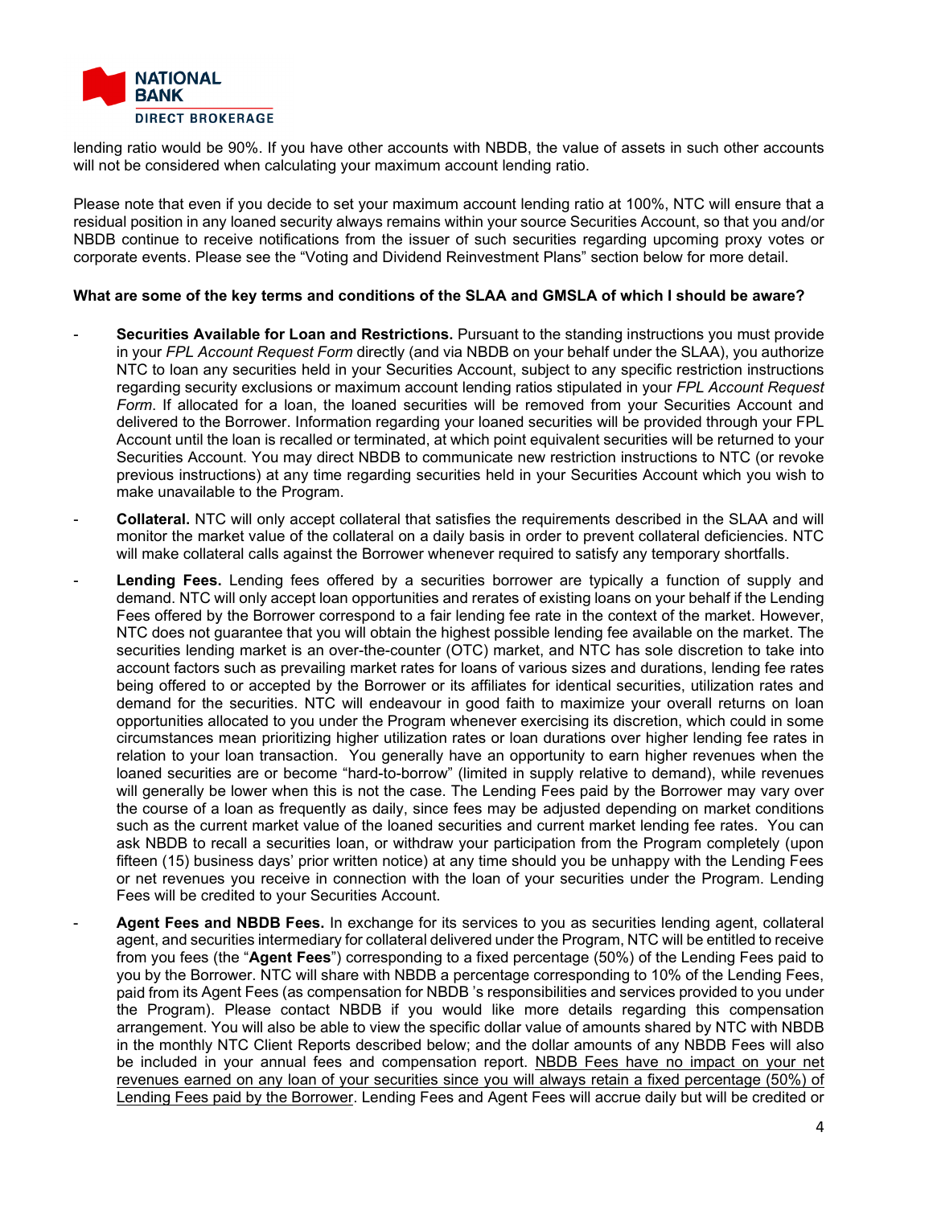lending ratio would be 90%. If you have other accounts with NBDB, the value of assets in such other accounts will not be considered when calculating your maximum account lending ratio.

Please note that even if you decide to set your maximum account lending ratio at 100%, NTC will ensure that a residual position in any loaned security always remains within your source Securities Account, so that you and/or NBDB continue to receive notifications from the issuer of such securities regarding upcoming proxy votes or corporate events. Please see the "Voting and Dividend Reinvestment Plans" section below for more detail.

**What are some of the key terms and conditions of the SLAA and GMSLA of which I should be aware?**

- **Securities Available for Loan and Restrictions.** Pursuant to the standing instructions you must provide in your *FPL Account Request Form* directly (and via NBDB on your behalf under the SLAA), you authorize NTC to loan any securities held in your Securities Account, subject to any specific restriction instructions regarding security exclusions or maximum account lending ratios stipulated in your *FPL Account Request Form*. If allocated for a loan, the loaned securities will be removed from your Securities Account and delivered to the Borrower. Information regarding your loaned securities will be provided through your FPL Account until the loan is recalled or terminated, at which point equivalent securities will be returned to your Securities Account. You may direct NBDB to communicate new restriction instructions to NTC (or revoke previous instructions) at any time regarding securities held in your Securities Account which you wish to make unavailable to the Program.
- **Collateral.** NTC will only accept collateral that satisfies the requirements described in the SLAA and will monitor the market value of the collateral on a daily basis in order to prevent collateral deficiencies. NTC will make collateral calls against the Borrower whenever required to satisfy any temporary shortfalls.
- **Lending Fees.** Lending fees offered by a securities borrower are typically a function of supply and demand. NTC will only accept loan opportunities and rerates of existing loans on your behalf if the Lending Fees offered by the Borrower correspond to a fair lending fee rate in the context of the market. However, NTC does not guarantee that you will obtain the highest possible lending fee available on the market. The securities lending market is an over-the-counter (OTC) market, and NTC has sole discretion to take into account factors such as prevailing market rates for loans of various sizes and durations, lending fee rates being offered to or accepted by the Borrower or its affiliates for identical securities, utilization rates and demand for the securities. NTC will endeavour in good faith to maximize your overall returns on loan opportunities allocated to you under the Program whenever exercising its discretion, which could in some circumstances mean prioritizing higher utilization rates or loan durations over higher lending fee rates in relation to your loan transaction. You generally have an opportunity to earn higher revenues when the loaned securities are or become "hard-to-borrow" (limited in supply relative to demand), while revenues will generally be lower when this is not the case. The Lending Fees paid by the Borrower may vary over the course of a loan as frequently as daily, since fees may be adjusted depending on market conditions such as the current market value of the loaned securities and current market lending fee rates. You can ask NBDB to recall a securities loan, or withdraw your participation from the Program completely (upon fifteen (15) business days' prior written notice) at any time should you be unhappy with the Lending Fees or net revenues you receive in connection with the loan of your securities under the Program. Lending Fees will be credited to your Securities Account.
- **Agent Fees and NBDB Fees.** In exchange for its services to you as securities lending agent, collateral agent, and securities intermediary for collateral delivered under the Program, NTC will be entitled to receive from you fees (the "**Agent Fees**") corresponding to a fixed percentage (50%) of the Lending Fees paid to you by the Borrower. NTC will share with NBDB a percentage corresponding to 10% of the Lending Fees, paid from its Agent Fees (as compensation for NBDB 's responsibilities and services provided to you under the Program). Please contact NBDB if you would like more details regarding this compensation arrangement. You will also be able to view the specific dollar value of amounts shared by NTC with NBDB in the monthly NTC Client Reports described below; and the dollar amounts of any NBDB Fees will also be included in your annual fees and compensation report. <u>NBDB Fees have no impact on your net revenues earned on any loan of your securities since you will always retain a fixed percentage (50%) of Lending Fees paid by the Borrower</u>. Lending Fees and Agent Fees will accrue daily but will be credited or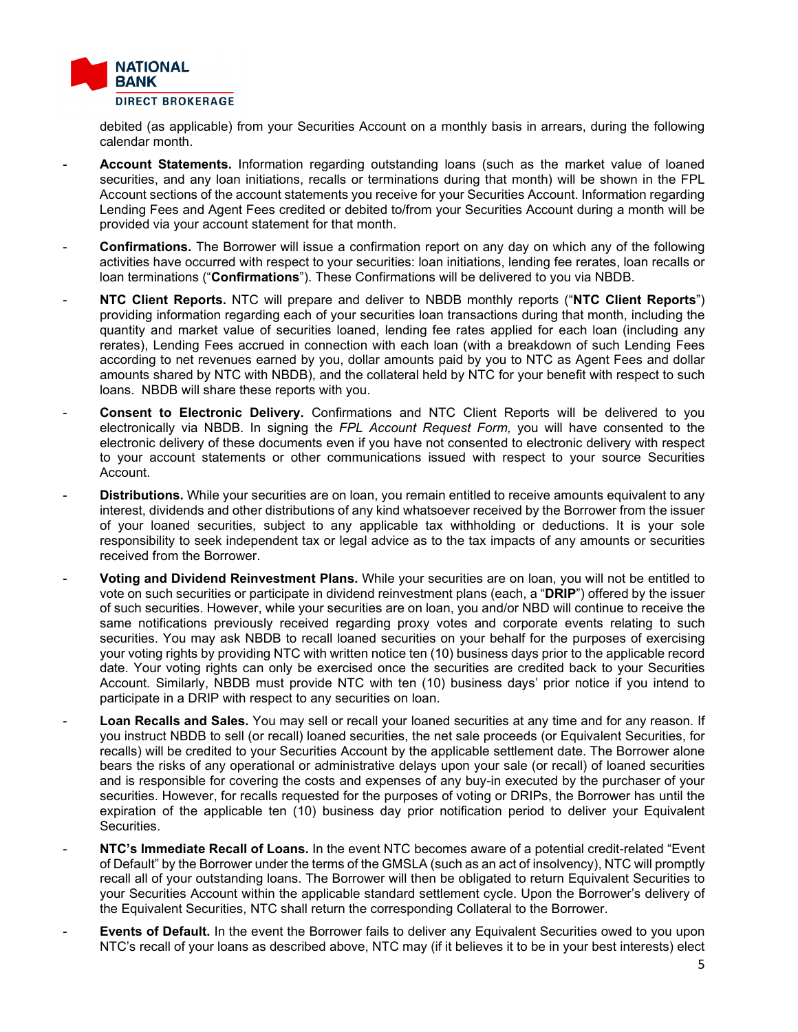debited (as applicable) from your Securities Account on a monthly basis in arrears, during the following calendar month.

- **Account Statements.** Information regarding outstanding loans (such as the market value of loaned securities, and any loan initiations, recalls or terminations during that month) will be shown in the FPL Account sections of the account statements you receive for your Securities Account. Information regarding Lending Fees and Agent Fees credited or debited to/from your Securities Account during a month will be provided via your account statement for that month.
- **Confirmations.** The Borrower will issue a confirmation report on any day on which any of the following activities have occurred with respect to your securities: loan initiations, lending fee rerates, loan recalls or loan terminations ("**Confirmations**"). These Confirmations will be delivered to you via NBDB.
- **NTC Client Reports.** NTC will prepare and deliver to NBDB monthly reports ("**NTC Client Reports**") providing information regarding each of your securities loan transactions during that month, including the quantity and market value of securities loaned, lending fee rates applied for each loan (including any rerates), Lending Fees accrued in connection with each loan (with a breakdown of such Lending Fees according to net revenues earned by you, dollar amounts paid by you to NTC as Agent Fees and dollar amounts shared by NTC with NBDB), and the collateral held by NTC for your benefit with respect to such loans. NBDB will share these reports with you.
- **Consent to Electronic Delivery.** Confirmations and NTC Client Reports will be delivered to you electronically via NBDB. In signing the *FPL Account Request Form,* you will have consented to the electronic delivery of these documents even if you have not consented to electronic delivery with respect to your account statements or other communications issued with respect to your source Securities Account.
- **Distributions.** While your securities are on loan, you remain entitled to receive amounts equivalent to any interest, dividends and other distributions of any kind whatsoever received by the Borrower from the issuer of your loaned securities, subject to any applicable tax withholding or deductions. It is your sole responsibility to seek independent tax or legal advice as to the tax impacts of any amounts or securities received from the Borrower.
- **Voting and Dividend Reinvestment Plans.** While your securities are on loan, you will not be entitled to vote on such securities or participate in dividend reinvestment plans (each, a "**DRIP**") offered by the issuer of such securities. However, while your securities are on loan, you and/or NBD will continue to receive the same notifications previously received regarding proxy votes and corporate events relating to such securities. You may ask NBDB to recall loaned securities on your behalf for the purposes of exercising your voting rights by providing NTC with written notice ten (10) business days prior to the applicable record date. Your voting rights can only be exercised once the securities are credited back to your Securities Account. Similarly, NBDB must provide NTC with ten (10) business days' prior notice if you intend to participate in a DRIP with respect to any securities on loan.
- **Loan Recalls and Sales.** You may sell or recall your loaned securities at any time and for any reason. If you instruct NBDB to sell (or recall) loaned securities, the net sale proceeds (or Equivalent Securities, for recalls) will be credited to your Securities Account by the applicable settlement date. The Borrower alone bears the risks of any operational or administrative delays upon your sale (or recall) of loaned securities and is responsible for covering the costs and expenses of any buy-in executed by the purchaser of your securities. However, for recalls requested for the purposes of voting or DRIPs, the Borrower has until the expiration of the applicable ten (10) business day prior notification period to deliver your Equivalent Securities.
- **NTC's Immediate Recall of Loans.** In the event NTC becomes aware of a potential credit-related "Event of Default" by the Borrower under the terms of the GMSLA (such as an act of insolvency), NTC will promptly recall all of your outstanding loans. The Borrower will then be obligated to return Equivalent Securities to your Securities Account within the applicable standard settlement cycle. Upon the Borrower's delivery of the Equivalent Securities, NTC shall return the corresponding Collateral to the Borrower.
- **Events of Default.** In the event the Borrower fails to deliver any Equivalent Securities owed to you upon NTC's recall of your loans as described above, NTC may (if it believes it to be in your best interests) elect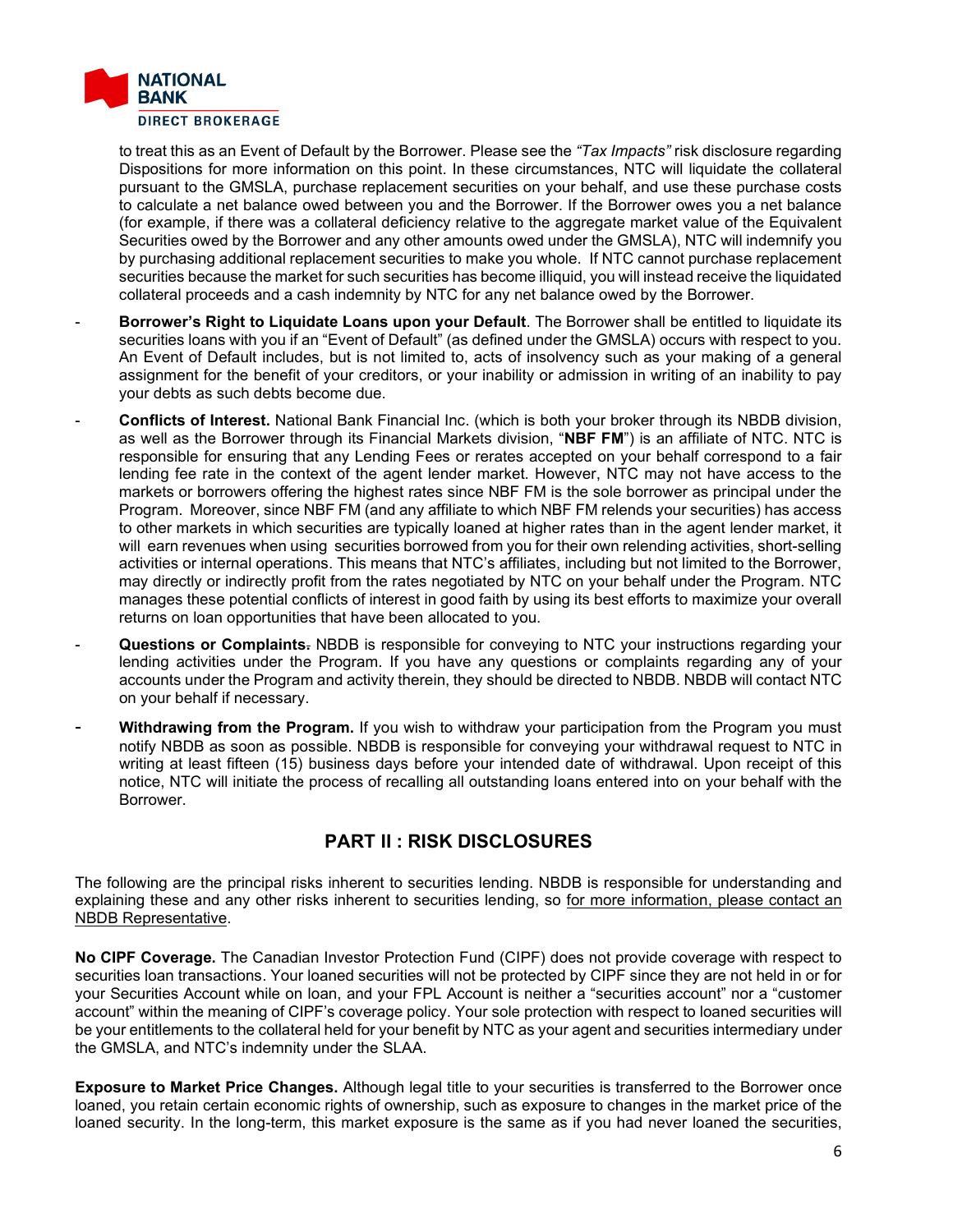to treat this as an Event of Default by the Borrower. Please see the *"Tax Impacts"* risk disclosure regarding Dispositions for more information on this point. In these circumstances, NTC will liquidate the collateral pursuant to the GMSLA, purchase replacement securities on your behalf, and use these purchase costs to calculate a net balance owed between you and the Borrower. If the Borrower owes you a net balance (for example, if there was a collateral deficiency relative to the aggregate market value of the Equivalent Securities owed by the Borrower and any other amounts owed under the GMSLA), NTC will indemnify you by purchasing additional replacement securities to make you whole. If NTC cannot purchase replacement securities because the market for such securities has become illiquid, you will instead receive the liquidated collateral proceeds and a cash indemnity by NTC for any net balance owed by the Borrower.

- **Borrower's Right to Liquidate Loans upon your Default**. The Borrower shall be entitled to liquidate its securities loans with you if an "Event of Default" (as defined under the GMSLA) occurs with respect to you. An Event of Default includes, but is not limited to, acts of insolvency such as your making of a general assignment for the benefit of your creditors, or your inability or admission in writing of an inability to pay your debts as such debts become due.
- **Conflicts of Interest.** National Bank Financial Inc. (which is both your broker through its NBDB division, as well as the Borrower through its Financial Markets division, "**NBF FM**") is an affiliate of NTC. NTC is responsible for ensuring that any Lending Fees or rerates accepted on your behalf correspond to a fair lending fee rate in the context of the agent lender market. However, NTC may not have access to the markets or borrowers offering the highest rates since NBF FM is the sole borrower as principal under the Program. Moreover, since NBF FM (and any affiliate to which NBF FM relends your securities) has access to other markets in which securities are typically loaned at higher rates than in the agent lender market, it will earn revenues when using securities borrowed from you for their own relending activities, short-selling activities or internal operations. This means that NTC's affiliates, including but not limited to the Borrower, may directly or indirectly profit from the rates negotiated by NTC on your behalf under the Program. NTC manages these potential conflicts of interest in good faith by using its best efforts to maximize your overall returns on loan opportunities that have been allocated to you.
- **Questions or Complaints.** NBDB is responsible for conveying to NTC your instructions regarding your lending activities under the Program. If you have any questions or complaints regarding any of your accounts under the Program and activity therein, they should be directed to NBDB. NBDB will contact NTC on your behalf if necessary.
- **Withdrawing from the Program.** If you wish to withdraw your participation from the Program you must notify NBDB as soon as possible. NBDB is responsible for conveying your withdrawal request to NTC in writing at least fifteen (15) business days before your intended date of withdrawal. Upon receipt of this notice, NTC will initiate the process of recalling all outstanding loans entered into on your behalf with the Borrower.

## PART II : RISK DISCLOSURES

The following are the principal risks inherent to securities lending. NBDB is responsible for understanding and explaining these and any other risks inherent to securities lending, so for more information, please contact an NBDB Representative.

**No CIPF Coverage.** The Canadian Investor Protection Fund (CIPF) does not provide coverage with respect to securities loan transactions. Your loaned securities will not be protected by CIPF since they are not held in or for your Securities Account while on loan, and your FPL Account is neither a "securities account" nor a "customer account" within the meaning of CIPF's coverage policy. Your sole protection with respect to loaned securities will be your entitlements to the collateral held for your benefit by NTC as your agent and securities intermediary under the GMSLA, and NTC's indemnity under the SLAA.

**Exposure to Market Price Changes.** Although legal title to your securities is transferred to the Borrower once loaned, you retain certain economic rights of ownership, such as exposure to changes in the market price of the loaned security. In the long-term, this market exposure is the same as if you had never loaned the securities,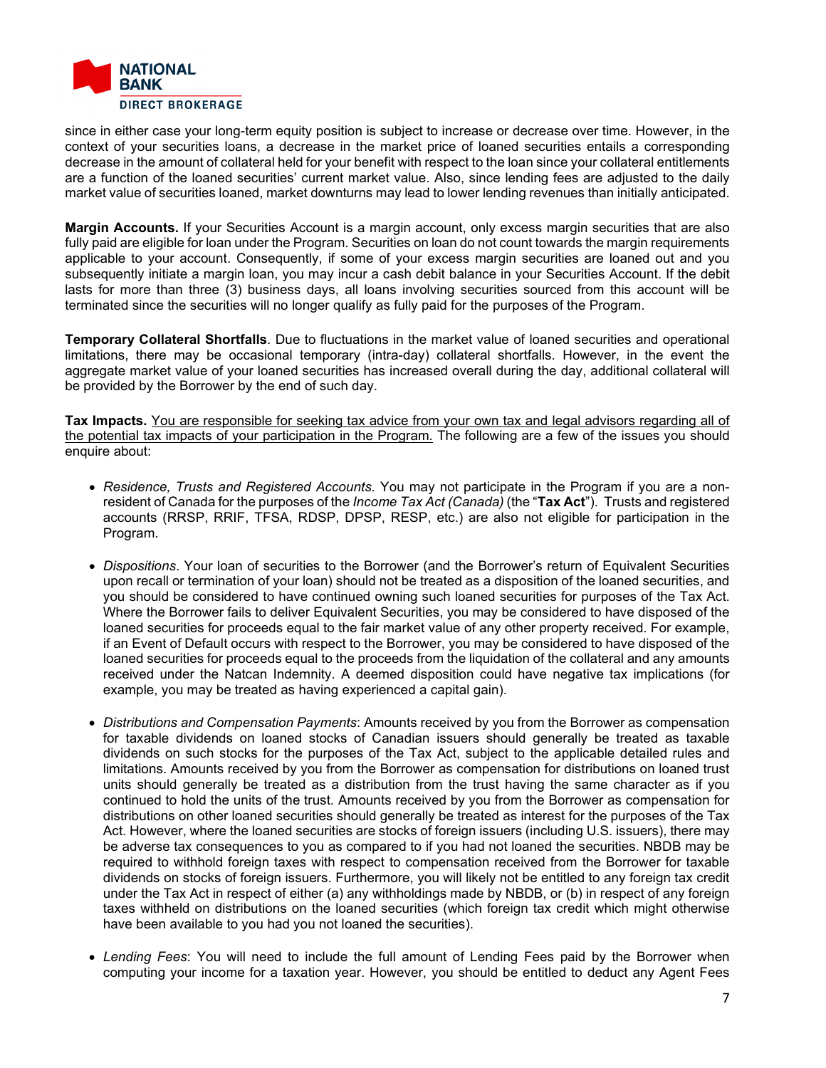since in either case your long-term equity position is subject to increase or decrease over time. However, in the context of your securities loans, a decrease in the market price of loaned securities entails a corresponding decrease in the amount of collateral held for your benefit with respect to the loan since your collateral entitlements are a function of the loaned securities' current market value. Also, since lending fees are adjusted to the daily market value of securities loaned, market downturns may lead to lower lending revenues than initially anticipated.

**Margin Accounts.** If your Securities Account is a margin account, only excess margin securities that are also fully paid are eligible for loan under the Program. Securities on loan do not count towards the margin requirements applicable to your account. Consequently, if some of your excess margin securities are loaned out and you subsequently initiate a margin loan, you may incur a cash debit balance in your Securities Account. If the debit lasts for more than three (3) business days, all loans involving securities sourced from this account will be terminated since the securities will no longer qualify as fully paid for the purposes of the Program.

**Temporary Collateral Shortfalls**. Due to fluctuations in the market value of loaned securities and operational limitations, there may be occasional temporary (intra-day) collateral shortfalls. However, in the event the aggregate market value of your loaned securities has increased overall during the day, additional collateral will be provided by the Borrower by the end of such day.

**Tax Impacts.** <u>You are responsible for seeking tax advice from your own tax and legal advisors regarding all of the potential tax impacts of your participation in the Program.</u> The following are a few of the issues you should enquire about:

- *Residence, Trusts and Registered Accounts.* You may not participate in the Program if you are a non-resident of Canada for the purposes of the *Income Tax Act (Canada)* (the "**Tax Act**"). Trusts and registered accounts (RRSP, RRIF, TFSA, RDSP, DPSP, RESP, etc.) are also not eligible for participation in the Program.

- *Dispositions*. Your loan of securities to the Borrower (and the Borrower's return of Equivalent Securities upon recall or termination of your loan) should not be treated as a disposition of the loaned securities, and you should be considered to have continued owning such loaned securities for purposes of the Tax Act. Where the Borrower fails to deliver Equivalent Securities, you may be considered to have disposed of the loaned securities for proceeds equal to the fair market value of any other property received. For example, if an Event of Default occurs with respect to the Borrower, you may be considered to have disposed of the loaned securities for proceeds equal to the proceeds from the liquidation of the collateral and any amounts received under the Natcan Indemnity. A deemed disposition could have negative tax implications (for example, you may be treated as having experienced a capital gain).

- *Distributions and Compensation Payments*: Amounts received by you from the Borrower as compensation for taxable dividends on loaned stocks of Canadian issuers should generally be treated as taxable dividends on such stocks for the purposes of the Tax Act, subject to the applicable detailed rules and limitations. Amounts received by you from the Borrower as compensation for distributions on loaned trust units should generally be treated as a distribution from the trust having the same character as if you continued to hold the units of the trust. Amounts received by you from the Borrower as compensation for distributions on other loaned securities should generally be treated as interest for the purposes of the Tax Act. However, where the loaned securities are stocks of foreign issuers (including U.S. issuers), there may be adverse tax consequences to you as compared to if you had not loaned the securities. NBDB may be required to withhold foreign taxes with respect to compensation received from the Borrower for taxable dividends on stocks of foreign issuers. Furthermore, you will likely not be entitled to any foreign tax credit under the Tax Act in respect of either (a) any withholdings made by NBDB, or (b) in respect of any foreign taxes withheld on distributions on the loaned securities (which foreign tax credit which might otherwise have been available to you had you not loaned the securities).

- *Lending Fees*: You will need to include the full amount of Lending Fees paid by the Borrower when computing your income for a taxation year. However, you should be entitled to deduct any Agent Fees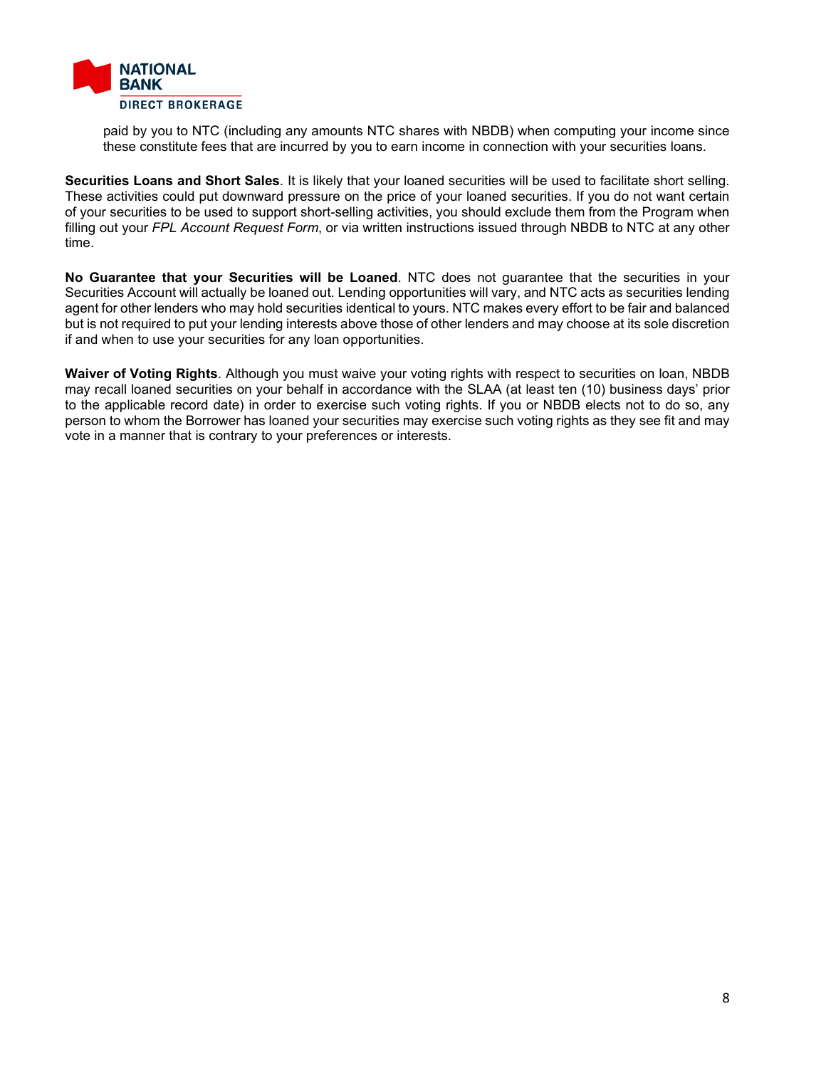paid by you to NTC (including any amounts NTC shares with NBDB) when computing your income since these constitute fees that are incurred by you to earn income in connection with your securities loans.

**Securities Loans and Short Sales**. It is likely that your loaned securities will be used to facilitate short selling. These activities could put downward pressure on the price of your loaned securities. If you do not want certain of your securities to be used to support short-selling activities, you should exclude them from the Program when filling out your *FPL Account Request Form*, or via written instructions issued through NBDB to NTC at any other time.

**No Guarantee that your Securities will be Loaned**. NTC does not guarantee that the securities in your Securities Account will actually be loaned out. Lending opportunities will vary, and NTC acts as securities lending agent for other lenders who may hold securities identical to yours. NTC makes every effort to be fair and balanced but is not required to put your lending interests above those of other lenders and may choose at its sole discretion if and when to use your securities for any loan opportunities.

**Waiver of Voting Rights**. Although you must waive your voting rights with respect to securities on loan, NBDB may recall loaned securities on your behalf in accordance with the SLAA (at least ten (10) business days' prior to the applicable record date) in order to exercise such voting rights. If you or NBDB elects not to do so, any person to whom the Borrower has loaned your securities may exercise such voting rights as they see fit and may vote in a manner that is contrary to your preferences or interests.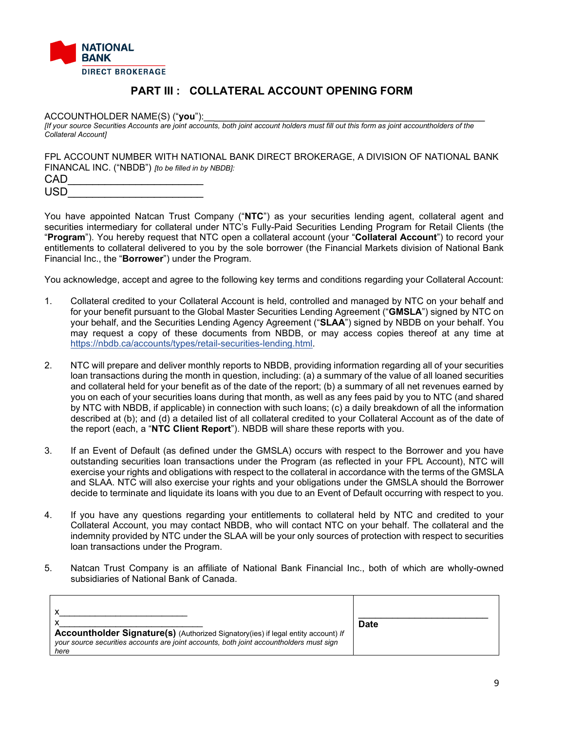NATIONAL BANK
DIRECT BROKERAGE

# PART III : COLLATERAL ACCOUNT OPENING FORM

ACCOUNTHOLDER NAME(S) ("**you**"):\_\_\_\_\_\_\_\_\_\_\_\_\_\_\_\_\_\_\_\_\_\_\_\_\_\_\_\_\_\_\_\_\_\_\_\_\_\_\_\_\_\_\_\_\_\_\_\_\_\_\_\_
*[If your source Securities Accounts are joint accounts, both joint account holders must fill out this form as joint accountholders of the Collateral Account]*

FPL ACCOUNT NUMBER WITH NATIONAL BANK DIRECT BROKERAGE, A DIVISION OF NATIONAL BANK FINANCAL INC. ("NBDB") *[to be filled in by NBDB]:*
CAD\_\_\_\_\_\_\_\_\_\_\_\_\_\_\_\_\_\_\_\_\_\_\_
USD\_\_\_\_\_\_\_\_\_\_\_\_\_\_\_\_\_\_\_\_\_\_\_

You have appointed Natcan Trust Company ("**NTC**") as your securities lending agent, collateral agent and securities intermediary for collateral under NTC's Fully-Paid Securities Lending Program for Retail Clients (the "**Program**"). You hereby request that NTC open a collateral account (your "**Collateral Account**") to record your entitlements to collateral delivered to you by the sole borrower (the Financial Markets division of National Bank Financial Inc., the "**Borrower**") under the Program.

You acknowledge, accept and agree to the following key terms and conditions regarding your Collateral Account:

1. Collateral credited to your Collateral Account is held, controlled and managed by NTC on your behalf and for your benefit pursuant to the Global Master Securities Lending Agreement ("**GMSLA**") signed by NTC on your behalf, and the Securities Lending Agency Agreement ("**SLAA**") signed by NBDB on your behalf. You may request a copy of these documents from NBDB, or may access copies thereof at any time at https://nbdb.ca/accounts/types/retail-securities-lending.html.

2. NTC will prepare and deliver monthly reports to NBDB, providing information regarding all of your securities loan transactions during the month in question, including: (a) a summary of the value of all loaned securities and collateral held for your benefit as of the date of the report; (b) a summary of all net revenues earned by you on each of your securities loans during that month, as well as any fees paid by you to NTC (and shared by NTC with NBDB, if applicable) in connection with such loans; (c) a daily breakdown of all the information described at (b); and (d) a detailed list of all collateral credited to your Collateral Account as of the date of the report (each, a "**NTC Client Report**"). NBDB will share these reports with you.

3. If an Event of Default (as defined under the GMSLA) occurs with respect to the Borrower and you have outstanding securities loan transactions under the Program (as reflected in your FPL Account), NTC will exercise your rights and obligations with respect to the collateral in accordance with the terms of the GMSLA and SLAA. NTC will also exercise your rights and your obligations under the GMSLA should the Borrower decide to terminate and liquidate its loans with you due to an Event of Default occurring with respect to you.

4. If you have any questions regarding your entitlements to collateral held by NTC and credited to your Collateral Account, you may contact NBDB, who will contact NTC on your behalf. The collateral and the indemnity provided by NTC under the SLAA will be your only sources of protection with respect to securities loan transactions under the Program.

5. Natcan Trust Company is an affiliate of National Bank Financial Inc., both of which are wholly-owned subsidiaries of National Bank of Canada.

| | |
|---|---|
| x\_\_\_\_\_\_\_\_\_\_\_\_\_\_\_\_\_\_\_\_\_\_\_\_\_\_<br>x\_\_\_\_\_\_\_\_\_\_\_\_\_\_\_\_\_\_\_\_\_\_\_\_\_\_\_\_\_<br>**Accountholder Signature(s)** (Authorized Signatory(ies) if legal entity account) *If your source securities accounts are joint accounts, both joint accountholders must sign here* | \_\_\_\_\_\_\_\_\_\_\_\_\_\_\_\_\_\_\_\_\_\_\_\_\_\_<br>**Date** |